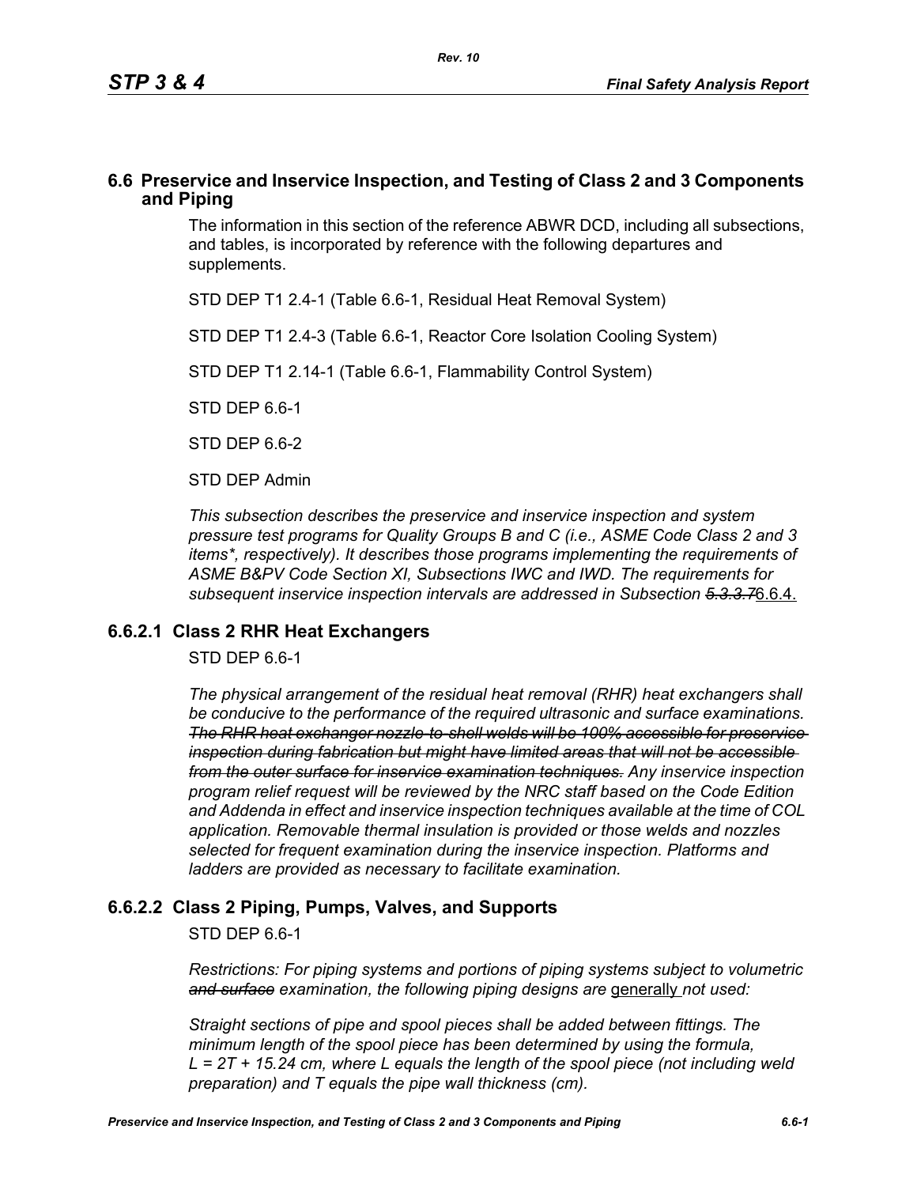## 6.6 Preservice and Inservice Inspection, and Testing of Class 2 and 3 Components and Piping

The information in this section of the reference ABWR DCD, including all subsections, and tables, is incorporated by reference with the following departures and supplements.

STD DEP T1 2.4-1 (Table 6.6-1, Residual Heat Removal System)

STD DEP T1 2.4-3 (Table 6.6-1, Reactor Core Isolation Cooling System)

STD DEP T1 2.14-1 (Table 6.6-1, Flammability Control System)

STD DEP 6.6-1

STD DEP 6.6-2

STD DEP Admin

*This subsection describes the preservice and inservice inspection and system pressure test programs for Quality Groups B and C (i.e., ASME Code Class 2 and 3 items\*, respectively). It describes those programs implementing the requirements of ASME B&PV Code Section XI, Subsections IWC and IWD. The requirements for subsequent inservice inspection intervals are addressed in Subsection ~~5.3.3.7~~*6.6.4.

### 6.6.2.1 Class 2 RHR Heat Exchangers

STD DEP 6.6-1

*The physical arrangement of the residual heat removal (RHR) heat exchangers shall be conducive to the performance of the required ultrasonic and surface examinations. ~~The RHR heat exchanger nozzle-to-shell welds will be 100% accessible for preservice inspection during fabrication but might have limited areas that will not be accessible from the outer surface for inservice examination techniques.~~ Any inservice inspection program relief request will be reviewed by the NRC staff based on the Code Edition and Addenda in effect and inservice inspection techniques available at the time of COL application. Removable thermal insulation is provided or those welds and nozzles selected for frequent examination during the inservice inspection. Platforms and ladders are provided as necessary to facilitate examination.*

### 6.6.2.2 Class 2 Piping, Pumps, Valves, and Supports

STD DEP 6.6-1

*Restrictions: For piping systems and portions of piping systems subject to volumetric ~~and surface~~ examination, the following piping designs are* generally *not used:*

*Straight sections of pipe and spool pieces shall be added between fittings. The minimum length of the spool piece has been determined by using the formula, $L = 2T + 15.24$ cm, where L equals the length of the spool piece (not including weld preparation) and T equals the pipe wall thickness (cm).*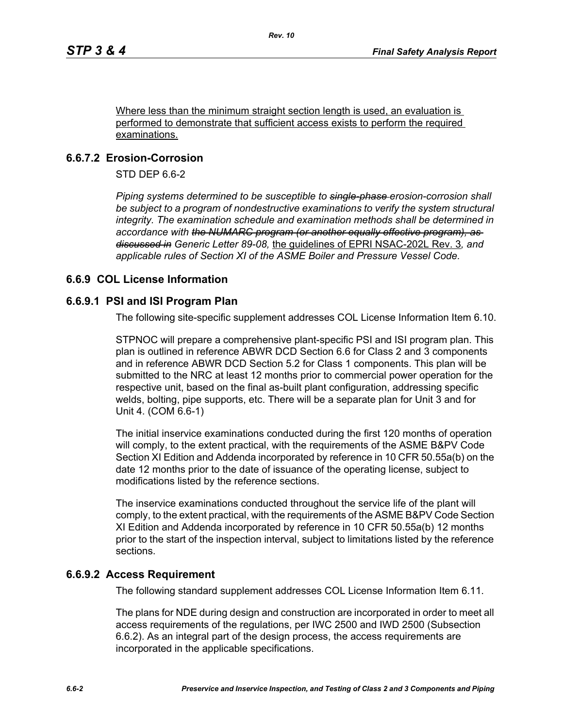Where less than the minimum straight section length is used, an evaluation is performed to demonstrate that sufficient access exists to perform the required examinations.

## 6.6.7.2 Erosion-Corrosion

STD DEP 6.6-2

*Piping systems determined to be susceptible to ~~single-phase~~ erosion-corrosion shall be subject to a program of nondestructive examinations to verify the system structural integrity. The examination schedule and examination methods shall be determined in accordance with ~~the NUMARC program (or another equally effective program), as discussed in~~ Generic Letter 89-08,* the guidelines of EPRI NSAC-202L Rev. 3*, and applicable rules of Section XI of the ASME Boiler and Pressure Vessel Code.*

## 6.6.9 COL License Information

### 6.6.9.1 PSI and ISI Program Plan

The following site-specific supplement addresses COL License Information Item 6.10.

STPNOC will prepare a comprehensive plant-specific PSI and ISI program plan. This plan is outlined in reference ABWR DCD Section 6.6 for Class 2 and 3 components and in reference ABWR DCD Section 5.2 for Class 1 components. This plan will be submitted to the NRC at least 12 months prior to commercial power operation for the respective unit, based on the final as-built plant configuration, addressing specific welds, bolting, pipe supports, etc. There will be a separate plan for Unit 3 and for Unit 4. (COM 6.6-1)

The initial inservice examinations conducted during the first 120 months of operation will comply, to the extent practical, with the requirements of the ASME B&PV Code Section XI Edition and Addenda incorporated by reference in 10 CFR 50.55a(b) on the date 12 months prior to the date of issuance of the operating license, subject to modifications listed by the reference sections.

The inservice examinations conducted throughout the service life of the plant will comply, to the extent practical, with the requirements of the ASME B&PV Code Section XI Edition and Addenda incorporated by reference in 10 CFR 50.55a(b) 12 months prior to the start of the inspection interval, subject to limitations listed by the reference sections.

### 6.6.9.2 Access Requirement

The following standard supplement addresses COL License Information Item 6.11.

The plans for NDE during design and construction are incorporated in order to meet all access requirements of the regulations, per IWC 2500 and IWD 2500 (Subsection 6.6.2). As an integral part of the design process, the access requirements are incorporated in the applicable specifications.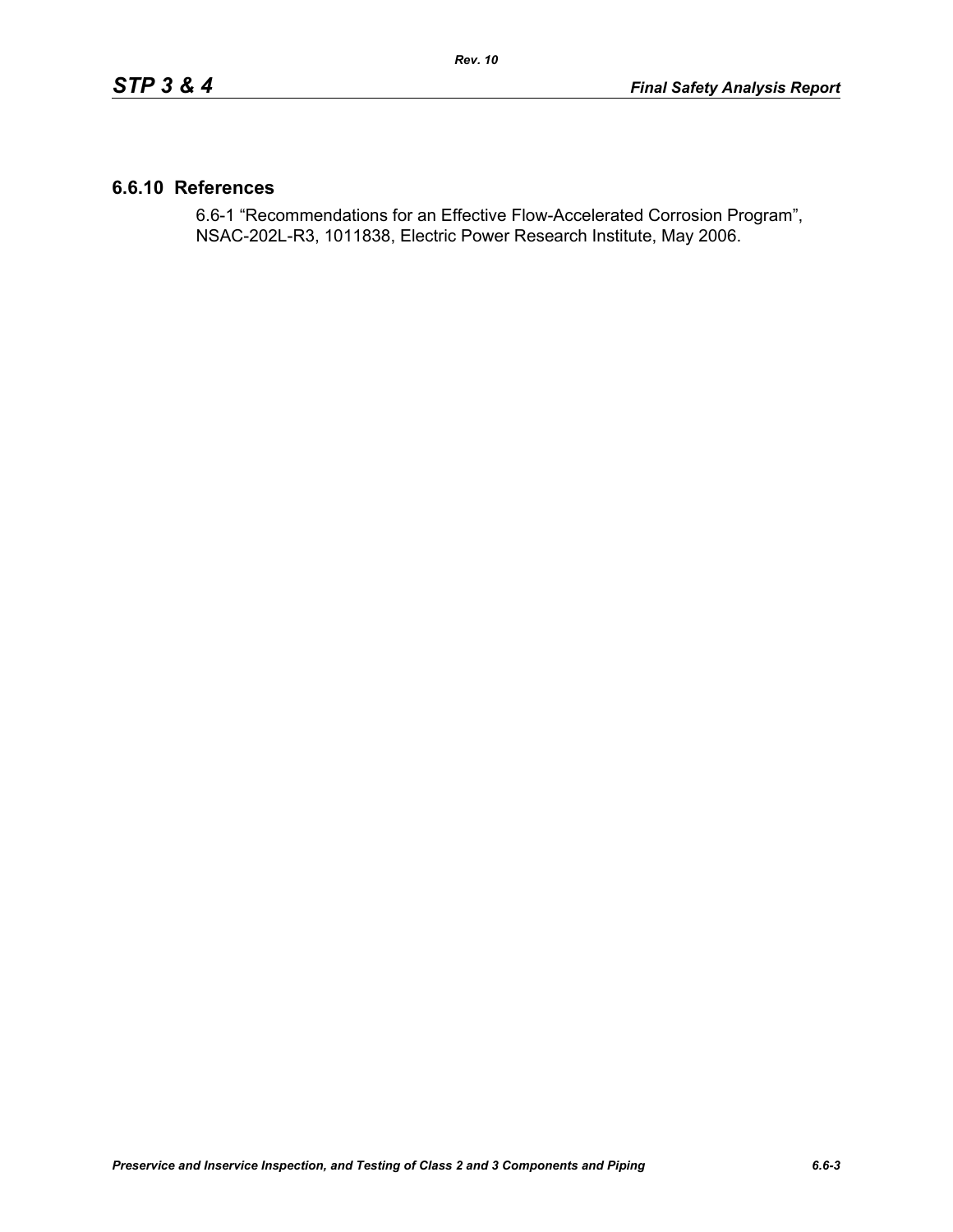## 6.6.10 References

6.6-1 “Recommendations for an Effective Flow-Accelerated Corrosion Program”, NSAC-202L-R3, 1011838, Electric Power Research Institute, May 2006.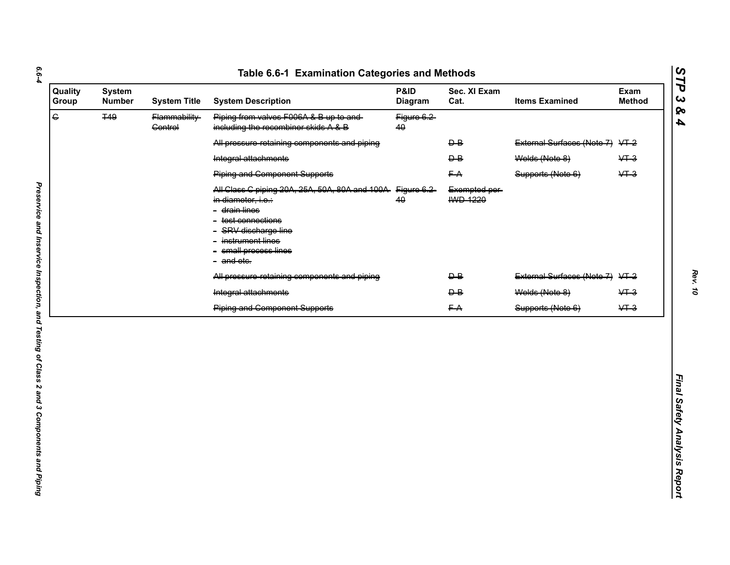## Table 6.6-1 Examination Categories and Methods

| Quality Group | System Number | System Title | System Description | P&ID Diagram | Sec. XI Exam Cat. | Items Examined | Exam Method |
|---|---|---|---|---|---|---|---|
| ~~C~~ | ~~T49~~ | ~~Flammability Control~~ | ~~Piping from valves F006A & B up to and including the recombiner skids A & B~~ | ~~Figure 6.2-40~~ | | | |
| | | | ~~All pressure-retaining components and piping~~ | | ~~D-B~~ | ~~External Surfaces (Note 7)~~ | ~~VT-2~~ |
| | | | ~~Integral attachments~~ | | ~~D-B~~ | ~~Welds (Note 8)~~ | ~~VT-3~~ |
| | | | ~~Piping and Component Supports~~ | | ~~F-A~~ | ~~Supports (Note 6)~~ | ~~VT-3~~ |
| | | | ~~All Class C piping 20A, 25A, 50A, 80A and 100A in diameter, i.e.:~~<br>~~- drain lines~~<br>~~- test connections~~<br>~~- SRV discharge line~~<br>~~- instrument lines~~<br>~~- small process lines~~<br>~~- and etc.~~ | ~~Figure 6.2-40~~ | ~~Exempted per IWD-1220~~ | | |
| | | | ~~All pressure-retaining components and piping~~ | | ~~D-B~~ | ~~External Surfaces (Note 7)~~ | ~~VT-2~~ |
| | | | ~~Integral attachments~~ | | ~~D-B~~ | ~~Welds (Note 8)~~ | ~~VT-3~~ |
| | | | ~~Piping and Component Supports~~ | | ~~F-A~~ | ~~Supports (Note 6)~~ | ~~VT-3~~ |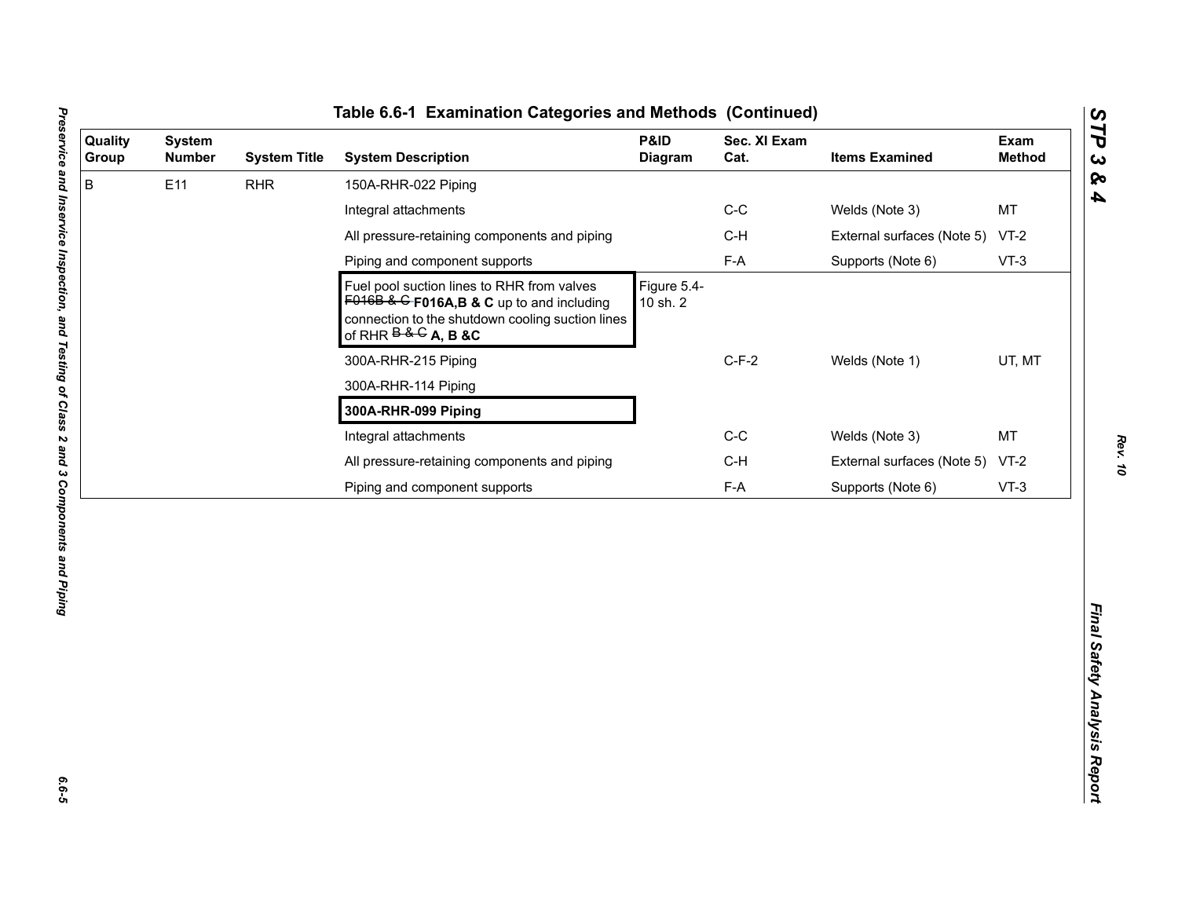## Table 6.6-1 Examination Categories and Methods (Continued)

| Quality Group | System Number | System Title | System Description | P&ID Diagram | Sec. XI Exam Cat. | Items Examined | Exam Method |
|---|---|---|---|---|---|---|---|
| B | E11 | RHR | 150A-RHR-022 Piping | | | | |
| | | | Integral attachments | | C-C | Welds (Note 3) | MT |
| | | | All pressure-retaining components and piping | | C-H | External surfaces (Note 5) | VT-2 |
| | | | Piping and component supports | | F-A | Supports (Note 6) | VT-3 |
| | | | Fuel pool suction lines to RHR from valves ~~F016B & C~~ **F016A,B & C** up to and including connection to the shutdown cooling suction lines of RHR ~~B & C~~ **A, B &C** | Figure 5.4-10 sh. 2 | | | |
| | | | 300A-RHR-215 Piping | | C-F-2 | Welds (Note 1) | UT, MT |
| | | | 300A-RHR-114 Piping | | | | |
| | | | **300A-RHR-099 Piping** | | | | |
| | | | Integral attachments | | C-C | Welds (Note 3) | MT |
| | | | All pressure-retaining components and piping | | C-H | External surfaces (Note 5) | VT-2 |
| | | | Piping and component supports | | F-A | Supports (Note 6) | VT-3 |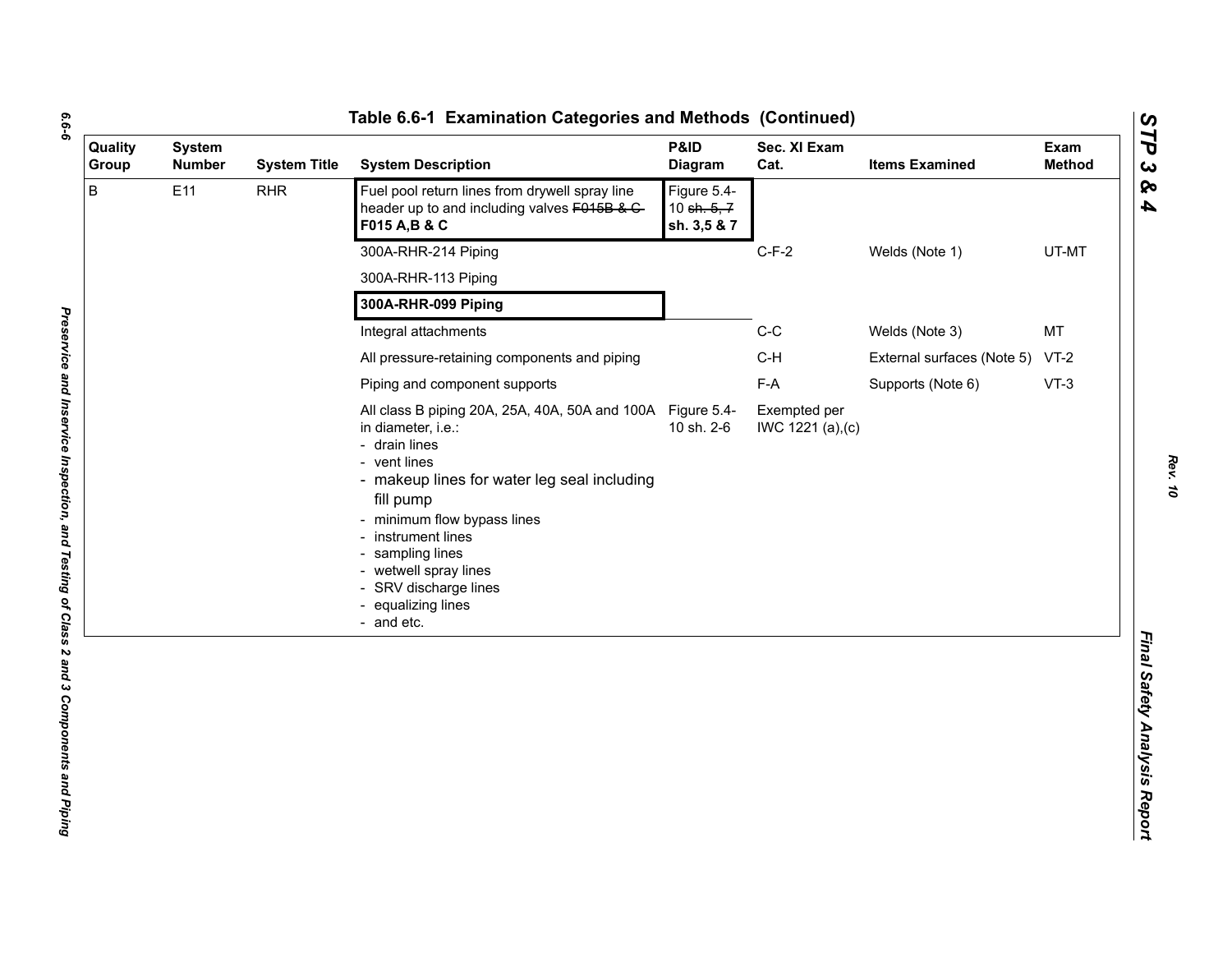## Table 6.6-1 Examination Categories and Methods (Continued)

| Quality Group | System Number | System Title | System Description | P&ID Diagram | Sec. XI Exam Cat. | Items Examined | Exam Method |
|---|---|---|---|---|---|---|---|
| B | E11 | RHR | Fuel pool return lines from drywell spray line header up to and including valves ~~F015B & C~~ **F015 A,B & C** | Figure 5.4-10 ~~sh. 5, 7~~ **sh. 3,5 & 7** | | | |
| | | | 300A-RHR-214 Piping | | C-F-2 | Welds (Note 1) | UT-MT |
| | | | 300A-RHR-113 Piping | | | | |
| | | | **300A-RHR-099 Piping** | | | | |
| | | | Integral attachments | | C-C | Welds (Note 3) | MT |
| | | | All pressure-retaining components and piping | | C-H | External surfaces (Note 5) | VT-2 |
| | | | Piping and component supports | | F-A | Supports (Note 6) | VT-3 |
| | | | All class B piping 20A, 25A, 40A, 50A and 100A in diameter, i.e.:<br>- drain lines<br>- vent lines<br>- makeup lines for water leg seal including fill pump<br>- minimum flow bypass lines<br>- instrument lines<br>- sampling lines<br>- wetwell spray lines<br>- SRV discharge lines<br>- equalizing lines<br>- and etc. | Figure 5.4-10 sh. 2-6 | Exempted per IWC 1221 (a),(c) | | |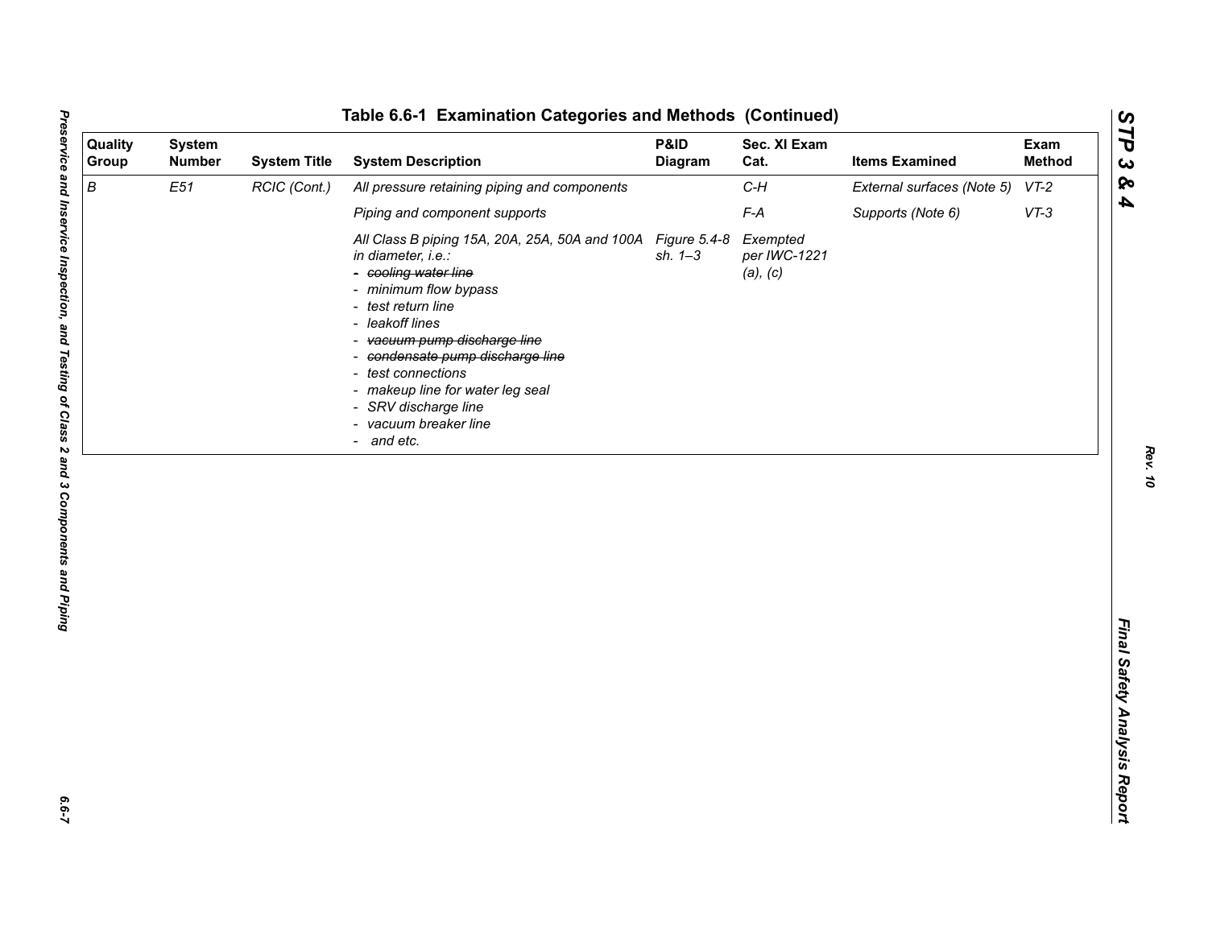## Table 6.6-1 Examination Categories and Methods (Continued)

| Quality Group | System Number | System Title | System Description | P&ID Diagram | Sec. XI Exam Cat. | Items Examined | Exam Method |
|---|---|---|---|---|---|---|---|
| *B* | *E51* | *RCIC (Cont.)* | *All pressure retaining piping and components* | | *C-H* | *External surfaces (Note 5)* | *VT-2* |
| | | | *Piping and component supports* | | *F-A* | *Supports (Note 6)* | *VT-3* |
| | | | *All Class B piping 15A, 20A, 25A, 50A and 100A in diameter, i.e.:*<br>- ~~*cooling water line*~~<br>- *minimum flow bypass*<br>- *test return line*<br>- *leakoff lines*<br>- ~~*vacuum pump discharge line*~~<br>- ~~*condensate pump discharge line*~~<br>- *test connections*<br>- *makeup line for water leg seal*<br>- *SRV discharge line*<br>- *vacuum breaker line*<br>- *and etc.* | *Figure 5.4-8 sh. 1–3* | *Exempted per IWC-1221 (a), (c)* | | |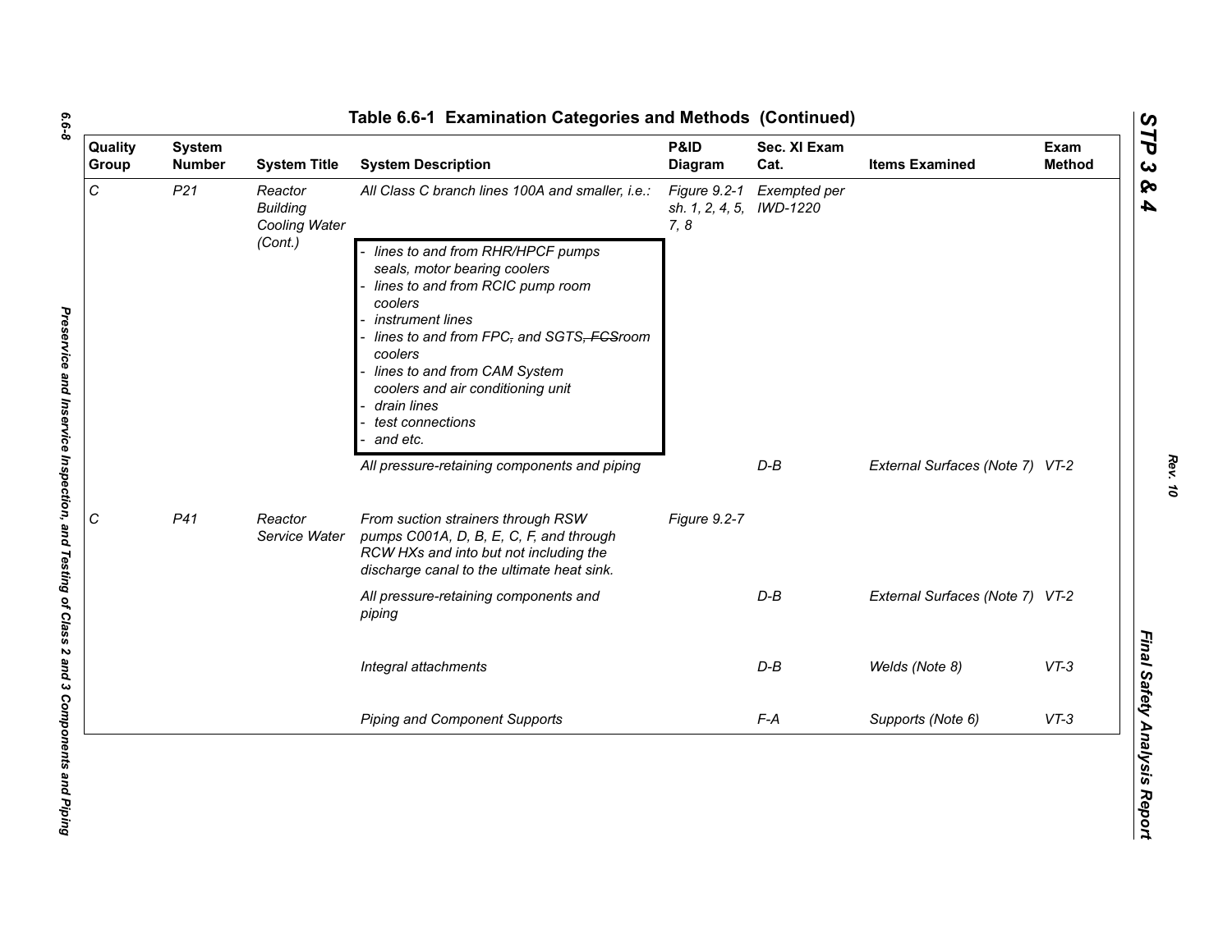# Table 6.6-1 Examination Categories and Methods (Continued)

| Quality Group | System Number | System Title | System Description | P&ID Diagram | Sec. XI Exam Cat. | Items Examined | Exam Method |
|---|---|---|---|---|---|---|---|
| *C* | *P21* | *Reactor Building Cooling Water (Cont.)* | *All Class C branch lines 100A and smaller, i.e.:* | *Figure 9.2-1 sh. 1, 2, 4, 5, 7, 8* | *Exempted per IWD-1220* | | |
| | | | *- lines to and from RHR/HPCF pumps seals, motor bearing coolers<br>- lines to and from RCIC pump room coolers<br>- instrument lines<br>- lines to and from FPC, and SGTS, ~~FCS~~room coolers<br>- lines to and from CAM System coolers and air conditioning unit<br>- drain lines<br>- test connections<br>- and etc.* | | | | |
| | | | *All pressure-retaining components and piping* | | *D-B* | *External Surfaces (Note 7)* | *VT-2* |
| *C* | *P41* | *Reactor Service Water* | *From suction strainers through RSW pumps C001A, D, B, E, C, F, and through RCW HXs and into but not including the discharge canal to the ultimate heat sink.* | *Figure 9.2-7* | | | |
| | | | *All pressure-retaining components and piping* | | *D-B* | *External Surfaces (Note 7)* | *VT-2* |
| | | | *Integral attachments* | | *D-B* | *Welds (Note 8)* | *VT-3* |
| | | | *Piping and Component Supports* | | *F-A* | *Supports (Note 6)* | *VT-3* |